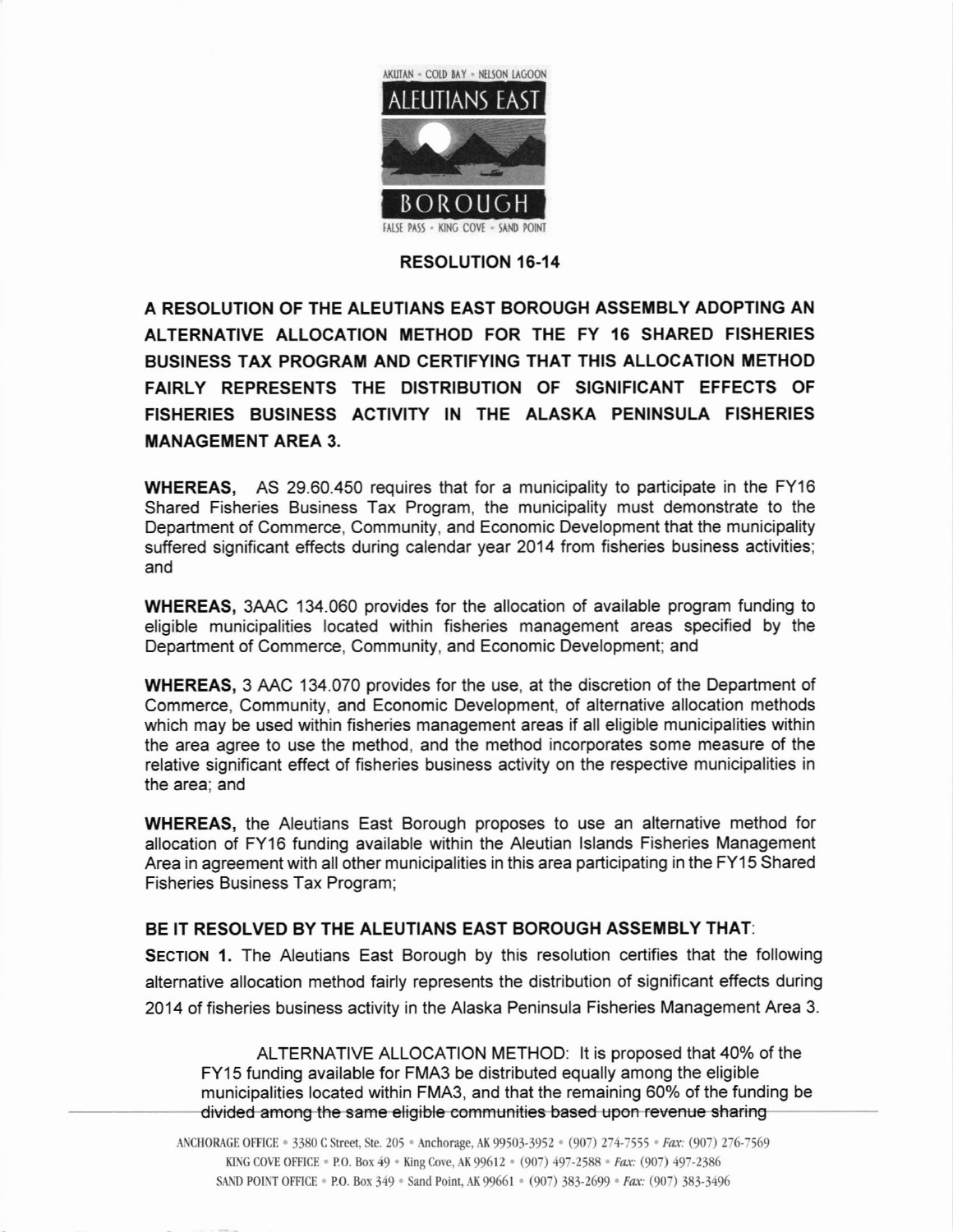AKUTAN • COLD BAY • NELSON LAGOON

ALEUTIANS EAST

BOROUGH

FALSE PASS • KING COVE • SAND POINT

## RESOLUTION 16-14

## A RESOLUTION OF THE ALEUTIANS EAST BOROUGH ASSEMBLY ADOPTING AN ALTERNATIVE ALLOCATION METHOD FOR THE FY 16 SHARED FISHERIES BUSINESS TAX PROGRAM AND CERTIFYING THAT THIS ALLOCATION METHOD FAIRLY REPRESENTS THE DISTRIBUTION OF SIGNIFICANT EFFECTS OF FISHERIES BUSINESS ACTIVITY IN THE ALASKA PENINSULA FISHERIES MANAGEMENT AREA 3.

**WHEREAS,** AS 29.60.450 requires that for a municipality to participate in the FY16 Shared Fisheries Business Tax Program, the municipality must demonstrate to the Department of Commerce, Community, and Economic Development that the municipality suffered significant effects during calendar year 2014 from fisheries business activities; and

**WHEREAS,** 3AAC 134.060 provides for the allocation of available program funding to eligible municipalities located within fisheries management areas specified by the Department of Commerce, Community, and Economic Development; and

**WHEREAS,** 3 AAC 134.070 provides for the use, at the discretion of the Department of Commerce, Community, and Economic Development, of alternative allocation methods which may be used within fisheries management areas if all eligible municipalities within the area agree to use the method, and the method incorporates some measure of the relative significant effect of fisheries business activity on the respective municipalities in the area; and

**WHEREAS,** the Aleutians East Borough proposes to use an alternative method for allocation of FY16 funding available within the Aleutian Islands Fisheries Management Area in agreement with all other municipalities in this area participating in the FY15 Shared Fisheries Business Tax Program;

**BE IT RESOLVED BY THE ALEUTIANS EAST BOROUGH ASSEMBLY THAT:**

**SECTION 1.** The Aleutians East Borough by this resolution certifies that the following alternative allocation method fairly represents the distribution of significant effects during 2014 of fisheries business activity in the Alaska Peninsula Fisheries Management Area 3.

> ALTERNATIVE ALLOCATION METHOD: It is proposed that 40% of the FY15 funding available for FMA3 be distributed equally among the eligible municipalities located within FMA3, and that the remaining 60% of the funding be divided among the same eligible communities based upon revenue sharing

ANCHORAGE OFFICE • 3380 C Street, Ste. 205 • Anchorage, AK 99503-3952 • (907) 274-7555 • *Fax:* (907) 276-7569
KING COVE OFFICE • P.O. Box 49 • King Cove, AK 99612 • (907) 497-2588 • *Fax:* (907) 497-2386
SAND POINT OFFICE • P.O. Box 349 • Sand Point, AK 99661 • (907) 383-2699 • *Fax:* (907) 383-3496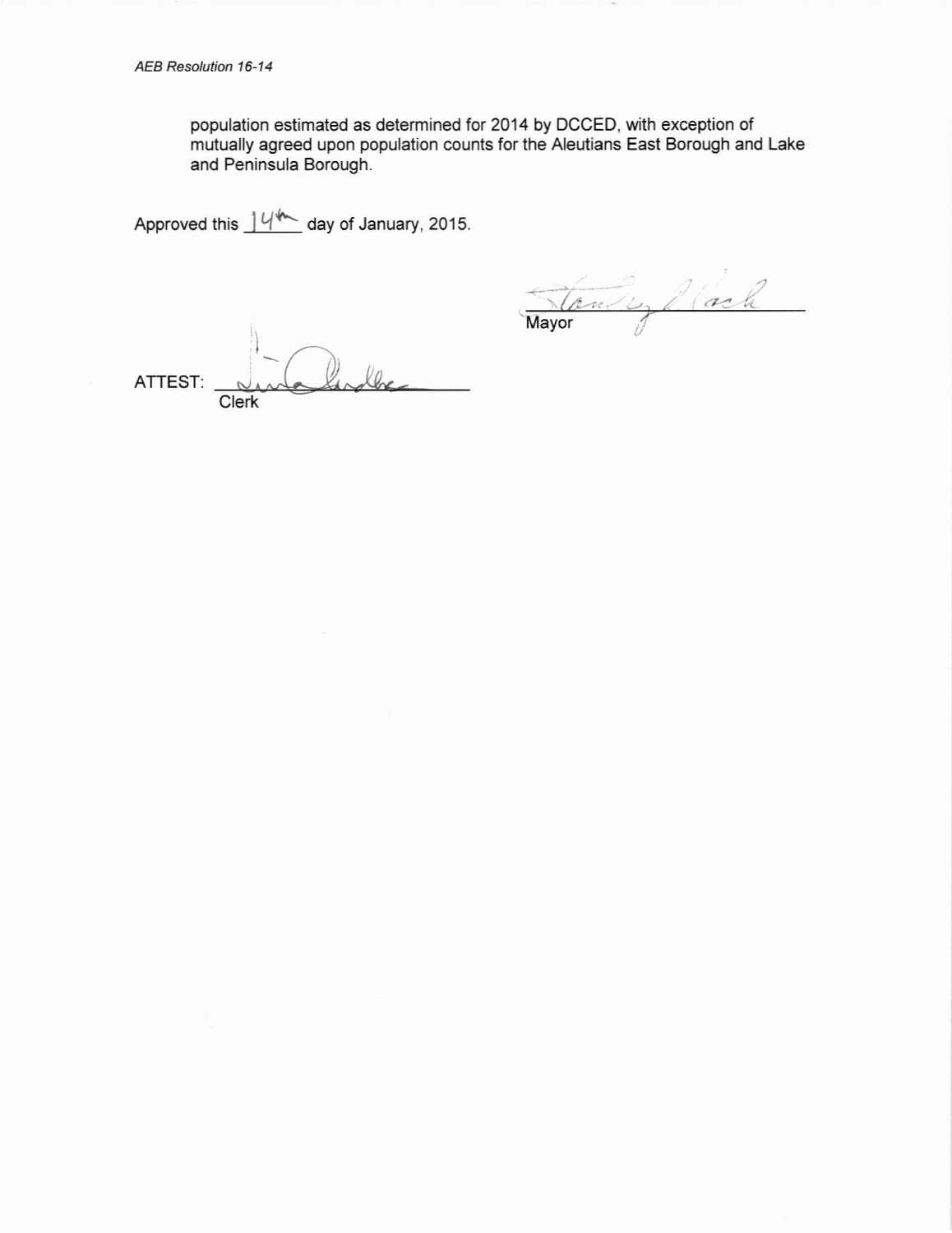population estimated as determined for 2014 by DCCED, with exception of mutually agreed upon population counts for the Aleutians East Borough and Lake and Peninsula Borough.

Approved this 14th day of January, 2015.

Mayor

ATTEST:

Clerk